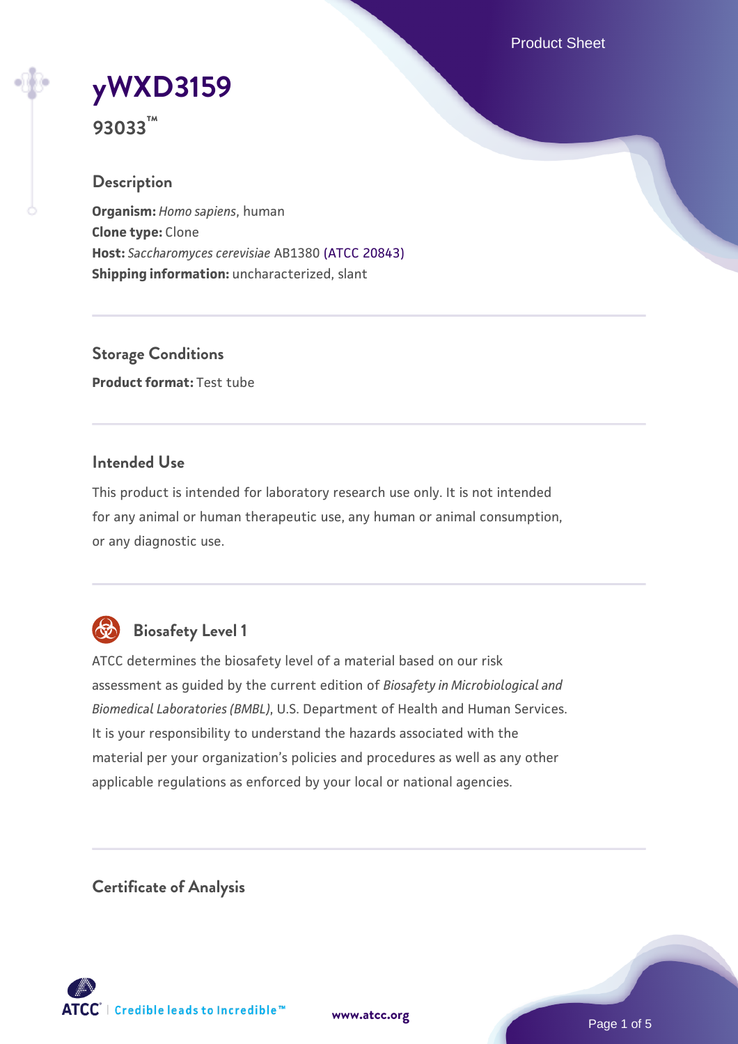# yWXD3159

**93033™**

## Description

**Organism:** *Homo sapiens*, human
**Clone type:** Clone
**Host:** *Saccharomyces cerevisiae* AB1380 (ATCC 20843)
**Shipping information:** uncharacterized, slant

## Storage Conditions

**Product format:** Test tube

## Intended Use

This product is intended for laboratory research use only. It is not intended for any animal or human therapeutic use, any human or animal consumption, or any diagnostic use.

## Biosafety Level 1

ATCC determines the biosafety level of a material based on our risk assessment as guided by the current edition of *Biosafety in Microbiological and Biomedical Laboratories (BMBL)*, U.S. Department of Health and Human Services. It is your responsibility to understand the hazards associated with the material per your organization's policies and procedures as well as any other applicable regulations as enforced by your local or national agencies.

## Certificate of Analysis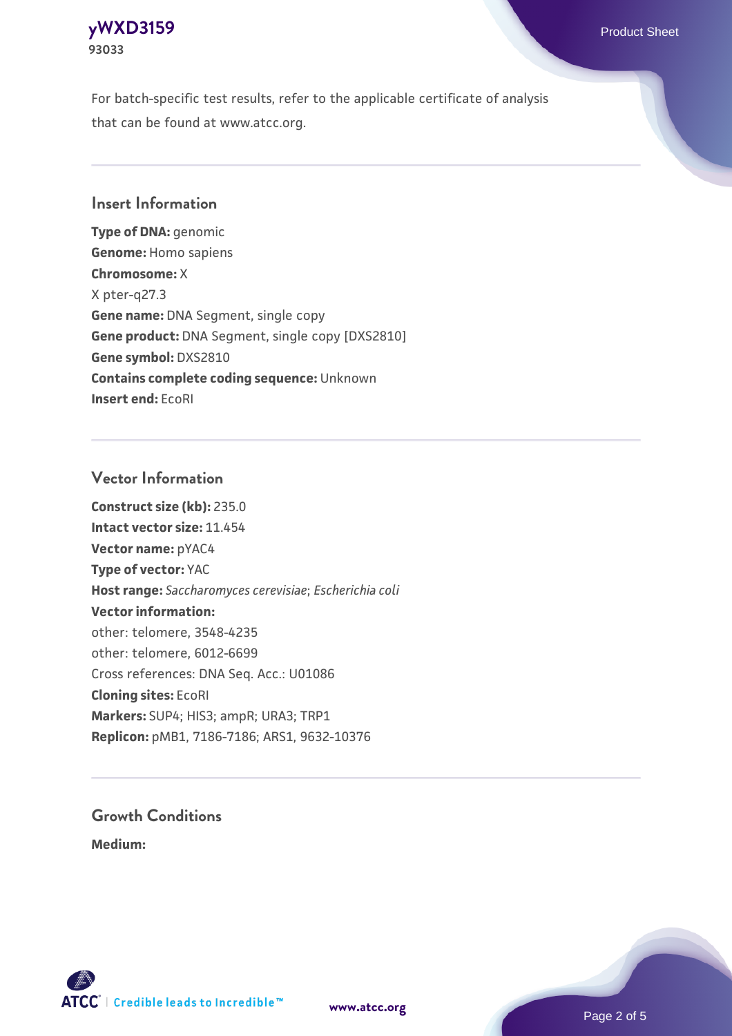For batch-specific test results, refer to the applicable certificate of analysis that can be found at www.atcc.org.

## Insert Information

**Type of DNA:** genomic
**Genome:** Homo sapiens
**Chromosome:** X
X pter-q27.3
**Gene name:** DNA Segment, single copy
**Gene product:** DNA Segment, single copy [DXS2810]
**Gene symbol:** DXS2810
**Contains complete coding sequence:** Unknown
**Insert end:** EcoRI

## Vector Information

**Construct size (kb):** 235.0
**Intact vector size:** 11.454
**Vector name:** pYAC4
**Type of vector:** YAC
**Host range:** *Saccharomyces cerevisiae*; *Escherichia coli*
**Vector information:**
other: telomere, 3548-4235
other: telomere, 6012-6699
Cross references: DNA Seq. Acc.: U01086
**Cloning sites:** EcoRI
**Markers:** SUP4; HIS3; ampR; URA3; TRP1
**Replicon:** pMB1, 7186-7186; ARS1, 9632-10376

## Growth Conditions

**Medium:**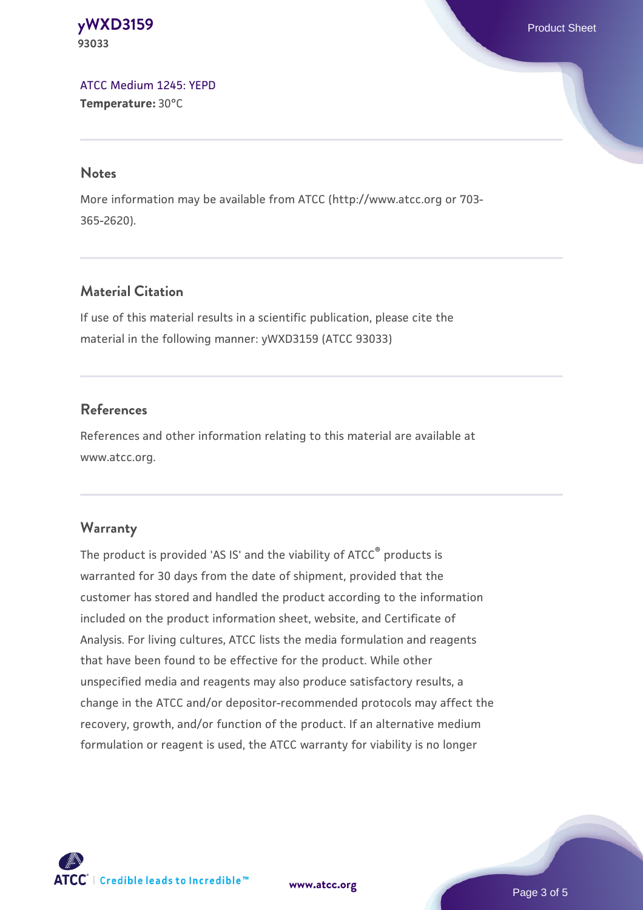[ATCC Medium 1245: YEPD](#)
**Temperature:** 30°C

## Notes

More information may be available from ATCC (http://www.atcc.org or 703-365-2620).

## Material Citation

If use of this material results in a scientific publication, please cite the material in the following manner: yWXD3159 (ATCC 93033)

## References

References and other information relating to this material are available at www.atcc.org.

## Warranty

The product is provided 'AS IS' and the viability of ATCC® products is warranted for 30 days from the date of shipment, provided that the customer has stored and handled the product according to the information included on the product information sheet, website, and Certificate of Analysis. For living cultures, ATCC lists the media formulation and reagents that have been found to be effective for the product. While other unspecified media and reagents may also produce satisfactory results, a change in the ATCC and/or depositor-recommended protocols may affect the recovery, growth, and/or function of the product. If an alternative medium formulation or reagent is used, the ATCC warranty for viability is no longer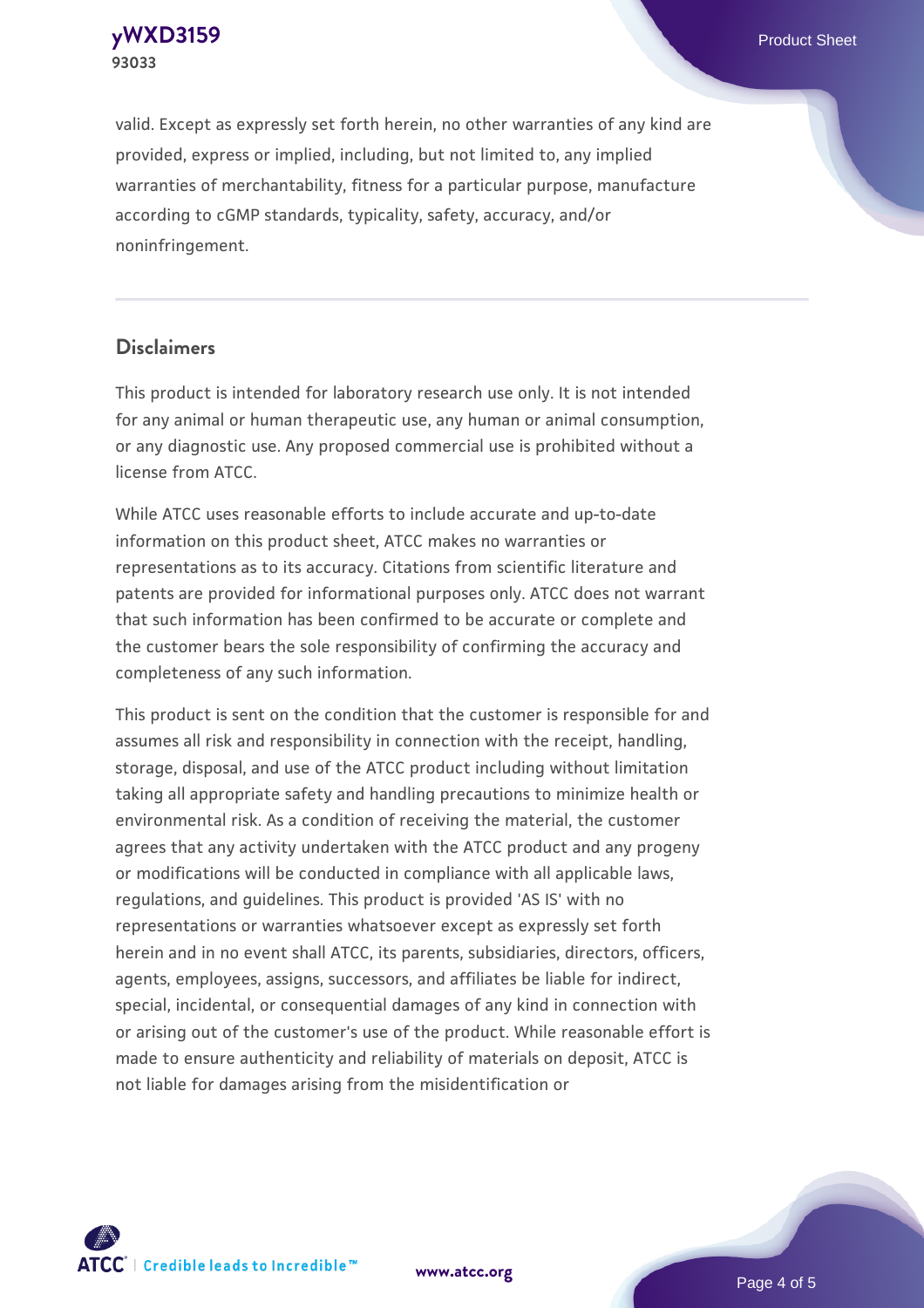valid. Except as expressly set forth herein, no other warranties of any kind are provided, express or implied, including, but not limited to, any implied warranties of merchantability, fitness for a particular purpose, manufacture according to cGMP standards, typicality, safety, accuracy, and/or noninfringement.

## Disclaimers

This product is intended for laboratory research use only. It is not intended for any animal or human therapeutic use, any human or animal consumption, or any diagnostic use. Any proposed commercial use is prohibited without a license from ATCC.

While ATCC uses reasonable efforts to include accurate and up-to-date information on this product sheet, ATCC makes no warranties or representations as to its accuracy. Citations from scientific literature and patents are provided for informational purposes only. ATCC does not warrant that such information has been confirmed to be accurate or complete and the customer bears the sole responsibility of confirming the accuracy and completeness of any such information.

This product is sent on the condition that the customer is responsible for and assumes all risk and responsibility in connection with the receipt, handling, storage, disposal, and use of the ATCC product including without limitation taking all appropriate safety and handling precautions to minimize health or environmental risk. As a condition of receiving the material, the customer agrees that any activity undertaken with the ATCC product and any progeny or modifications will be conducted in compliance with all applicable laws, regulations, and guidelines. This product is provided 'AS IS' with no representations or warranties whatsoever except as expressly set forth herein and in no event shall ATCC, its parents, subsidiaries, directors, officers, agents, employees, assigns, successors, and affiliates be liable for indirect, special, incidental, or consequential damages of any kind in connection with or arising out of the customer's use of the product. While reasonable effort is made to ensure authenticity and reliability of materials on deposit, ATCC is not liable for damages arising from the misidentification or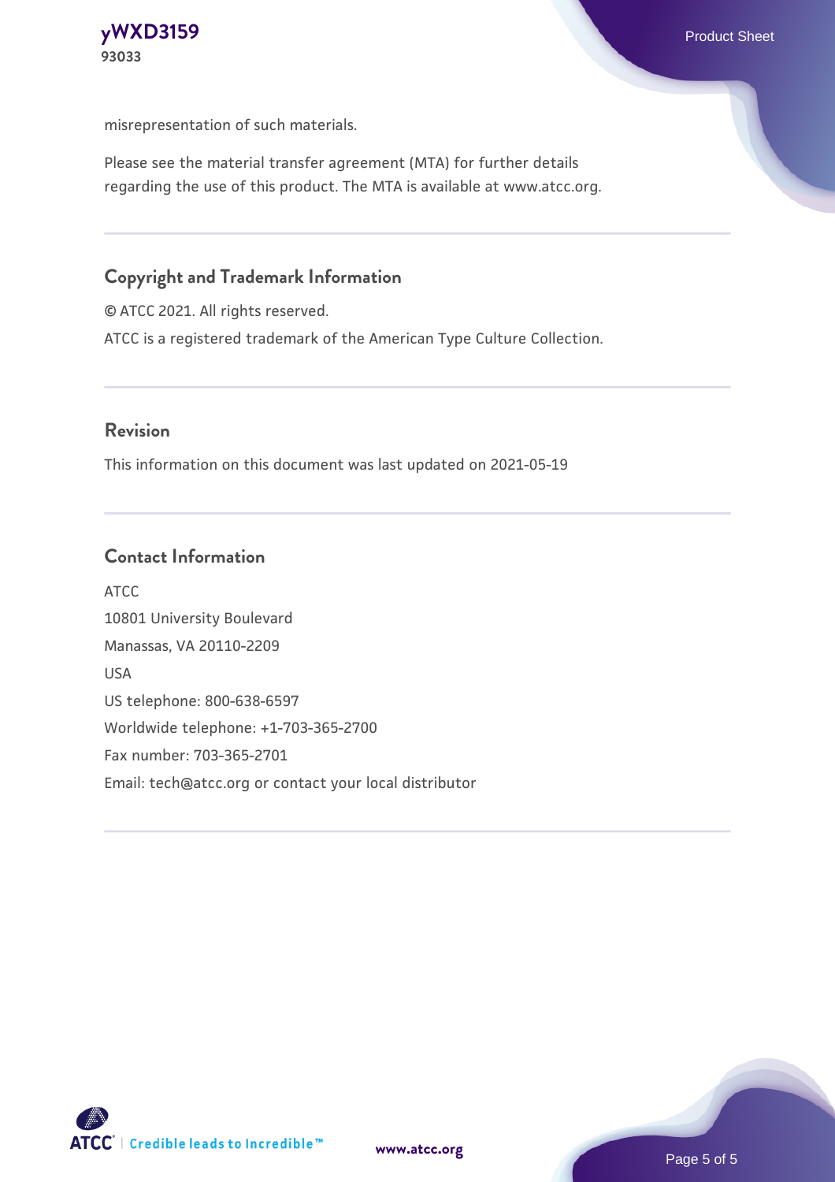misrepresentation of such materials.

Please see the material transfer agreement (MTA) for further details regarding the use of this product. The MTA is available at www.atcc.org.

## Copyright and Trademark Information

© ATCC 2021. All rights reserved.

ATCC is a registered trademark of the American Type Culture Collection.

## Revision

This information on this document was last updated on 2021-05-19

## Contact Information

ATCC
10801 University Boulevard
Manassas, VA 20110-2209
USA
US telephone: 800-638-6597
Worldwide telephone: +1-703-365-2700
Fax number: 703-365-2701
Email: tech@atcc.org or contact your local distributor